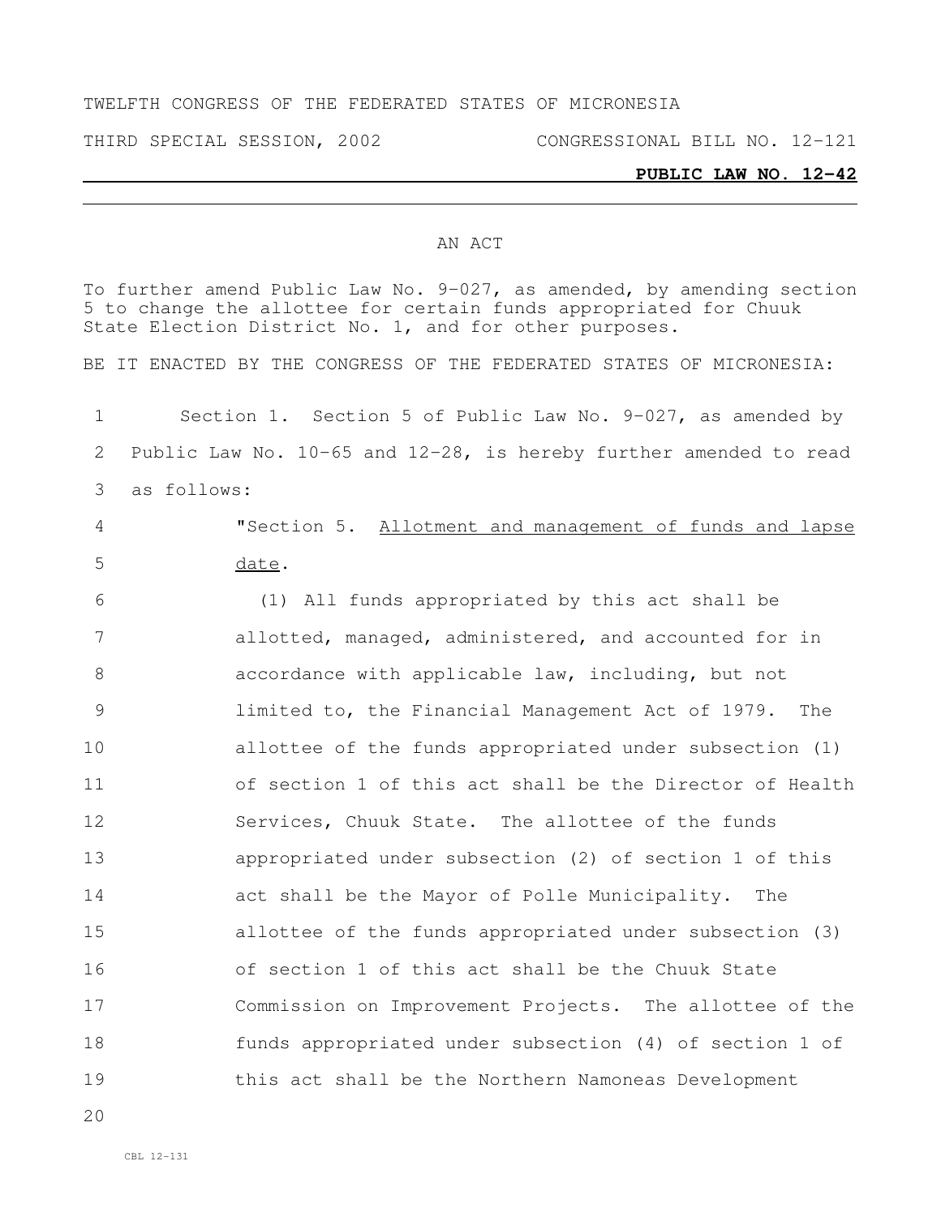TWELFTH CONGRESS OF THE FEDERATED STATES OF MICRONESIA

THIRD SPECIAL SESSION, 2002 CONGRESSIONAL BILL NO. 12-121

**PUBLIC LAW NO. 12-42**

AN ACT

To further amend Public Law No. 9-027, as amended, by amending section 5 to change the allottee for certain funds appropriated for Chuuk State Election District No. 1, and for other purposes.

BE IT ENACTED BY THE CONGRESS OF THE FEDERATED STATES OF MICRONESIA:

Section 1. Section 5 of Public Law No. 9-027, as amended by Public Law No. 10-65 and 12-28, is hereby further amended to read as follows:

"Section 5. Allotment and management of funds and lapse date.

(1) All funds appropriated by this act shall be allotted, managed, administered, and accounted for in accordance with applicable law, including, but not limited to, the Financial Management Act of 1979. The allottee of the funds appropriated under subsection (1) of section 1 of this act shall be the Director of Health Services, Chuuk State. The allottee of the funds appropriated under subsection (2) of section 1 of this act shall be the Mayor of Polle Municipality. The allottee of the funds appropriated under subsection (3) of section 1 of this act shall be the Chuuk State Commission on Improvement Projects. The allottee of the funds appropriated under subsection (4) of section 1 of this act shall be the Northern Namoneas Development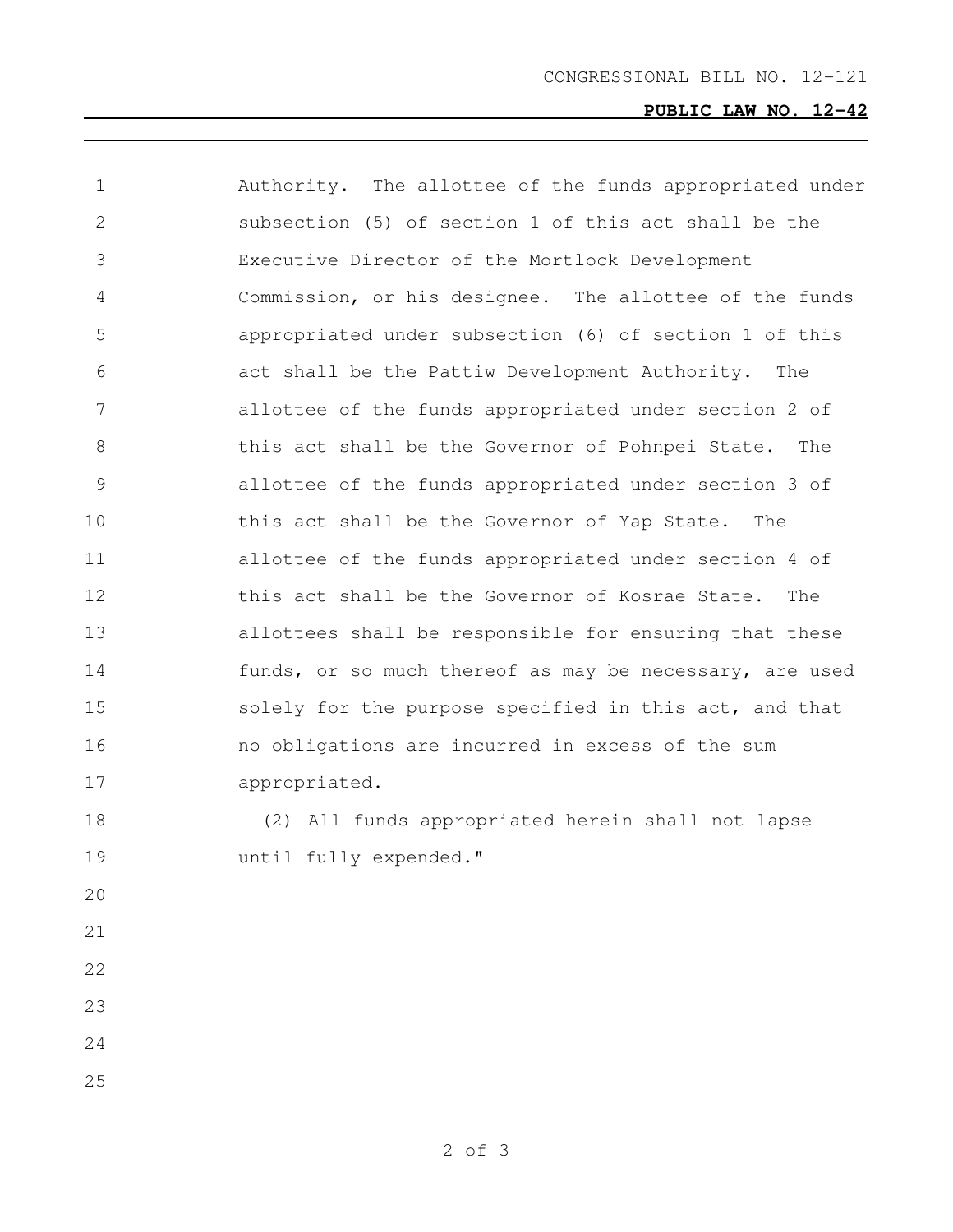Authority. The allottee of the funds appropriated under subsection (5) of section 1 of this act shall be the Executive Director of the Mortlock Development Commission, or his designee. The allottee of the funds appropriated under subsection (6) of section 1 of this act shall be the Pattiw Development Authority. The allottee of the funds appropriated under section 2 of this act shall be the Governor of Pohnpei State. The allottee of the funds appropriated under section 3 of this act shall be the Governor of Yap State. The allottee of the funds appropriated under section 4 of this act shall be the Governor of Kosrae State. The allottees shall be responsible for ensuring that these funds, or so much thereof as may be necessary, are used solely for the purpose specified in this act, and that no obligations are incurred in excess of the sum appropriated.

(2) All funds appropriated herein shall not lapse until fully expended."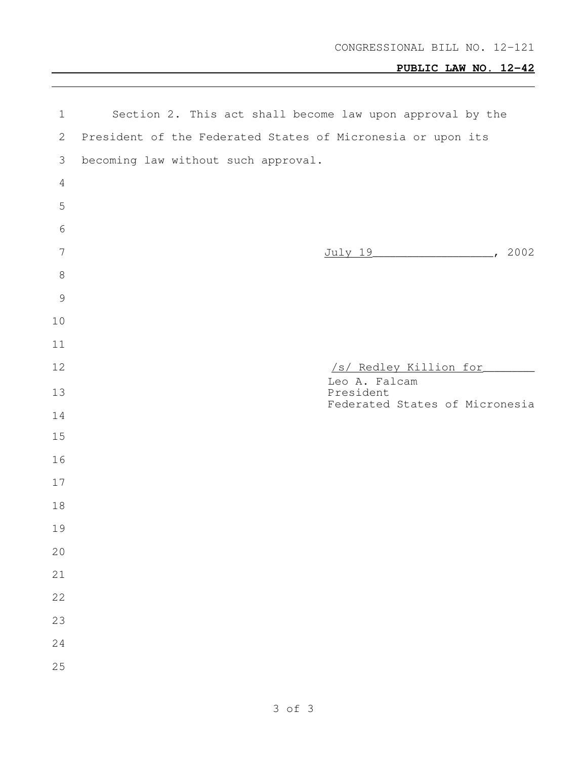Section 2. This act shall become law upon approval by the President of the Federated States of Micronesia or upon its becoming law without such approval.

July 19, 2002

/s/ Redley Killion for
Leo A. Falcam
President
Federated States of Micronesia